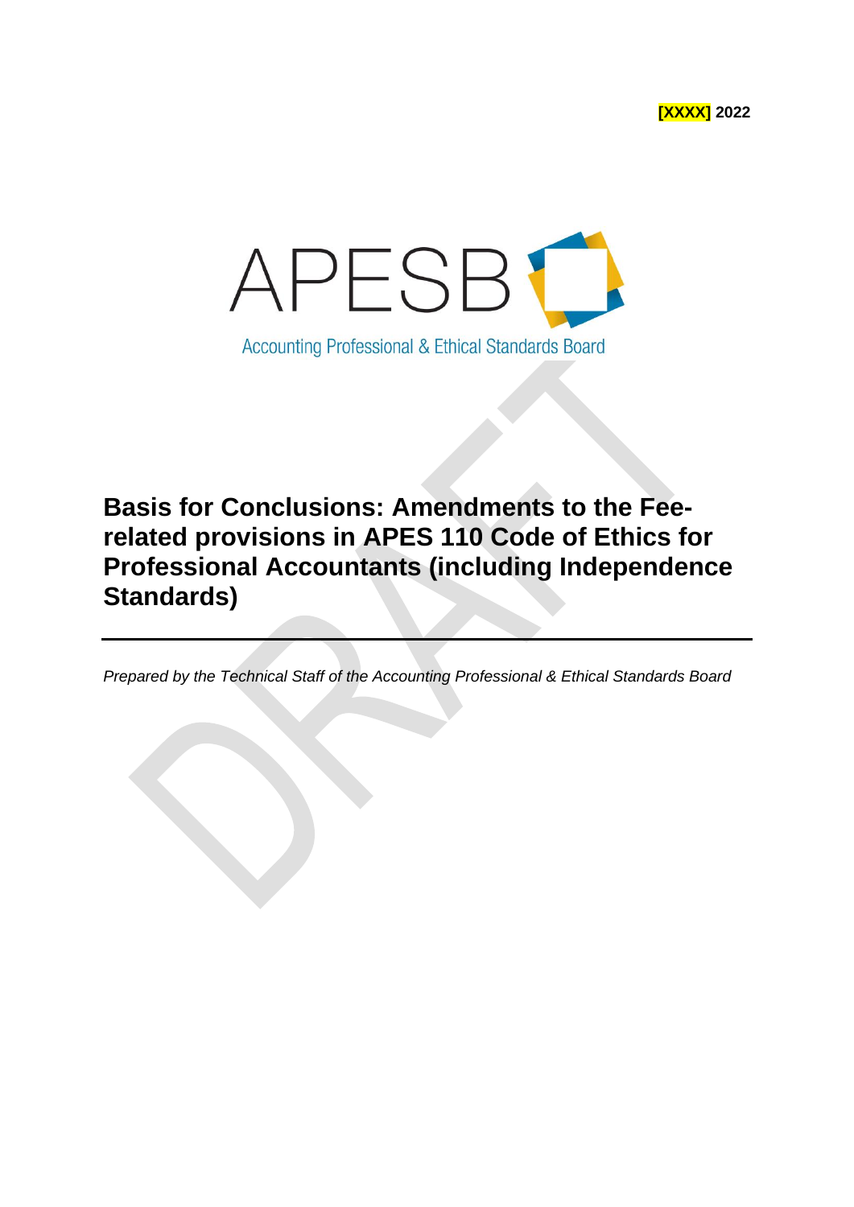[XXXX] 2022

APESB

Accounting Professional & Ethical Standards Board

# Basis for Conclusions: Amendments to the Fee-related provisions in APES 110 Code of Ethics for Professional Accountants (including Independence Standards)

*Prepared by the Technical Staff of the Accounting Professional & Ethical Standards Board*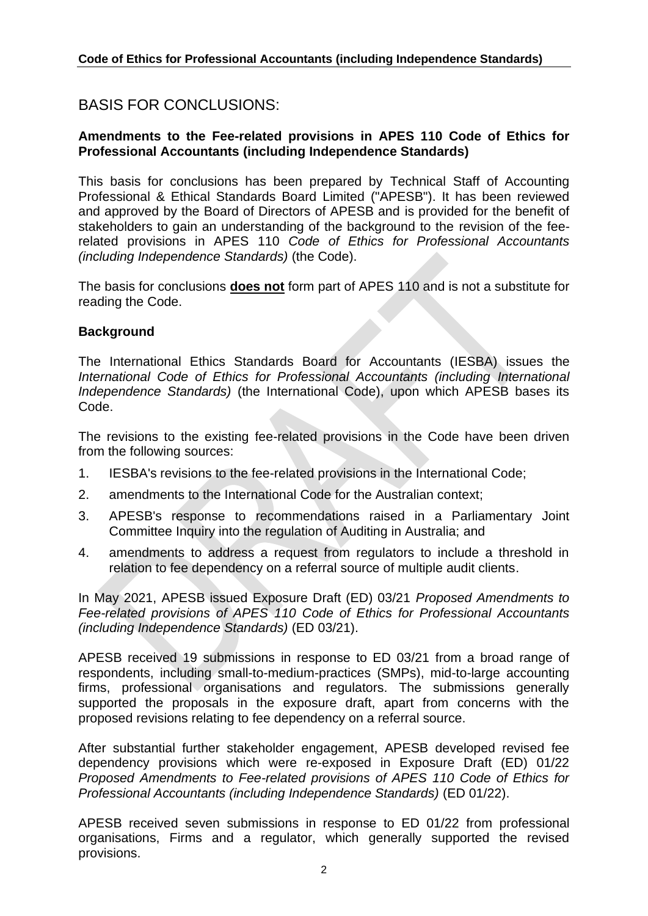# BASIS FOR CONCLUSIONS:

**Amendments to the Fee-related provisions in APES 110 Code of Ethics for Professional Accountants (including Independence Standards)**

This basis for conclusions has been prepared by Technical Staff of Accounting Professional & Ethical Standards Board Limited ("APESB"). It has been reviewed and approved by the Board of Directors of APESB and is provided for the benefit of stakeholders to gain an understanding of the background to the revision of the fee-related provisions in APES 110 *Code of Ethics for Professional Accountants (including Independence Standards)* (the Code).

The basis for conclusions **does not** form part of APES 110 and is not a substitute for reading the Code.

## Background

The International Ethics Standards Board for Accountants (IESBA) issues the *International Code of Ethics for Professional Accountants (including International Independence Standards)* (the International Code), upon which APESB bases its Code.

The revisions to the existing fee-related provisions in the Code have been driven from the following sources:

1. IESBA's revisions to the fee-related provisions in the International Code;
2. amendments to the International Code for the Australian context;
3. APESB's response to recommendations raised in a Parliamentary Joint Committee Inquiry into the regulation of Auditing in Australia; and
4. amendments to address a request from regulators to include a threshold in relation to fee dependency on a referral source of multiple audit clients.

In May 2021, APESB issued Exposure Draft (ED) 03/21 *Proposed Amendments to Fee-related provisions of APES 110 Code of Ethics for Professional Accountants (including Independence Standards)* (ED 03/21).

APESB received 19 submissions in response to ED 03/21 from a broad range of respondents, including small-to-medium-practices (SMPs), mid-to-large accounting firms, professional organisations and regulators. The submissions generally supported the proposals in the exposure draft, apart from concerns with the proposed revisions relating to fee dependency on a referral source.

After substantial further stakeholder engagement, APESB developed revised fee dependency provisions which were re-exposed in Exposure Draft (ED) 01/22 *Proposed Amendments to Fee-related provisions of APES 110 Code of Ethics for Professional Accountants (including Independence Standards)* (ED 01/22).

APESB received seven submissions in response to ED 01/22 from professional organisations, Firms and a regulator, which generally supported the revised provisions.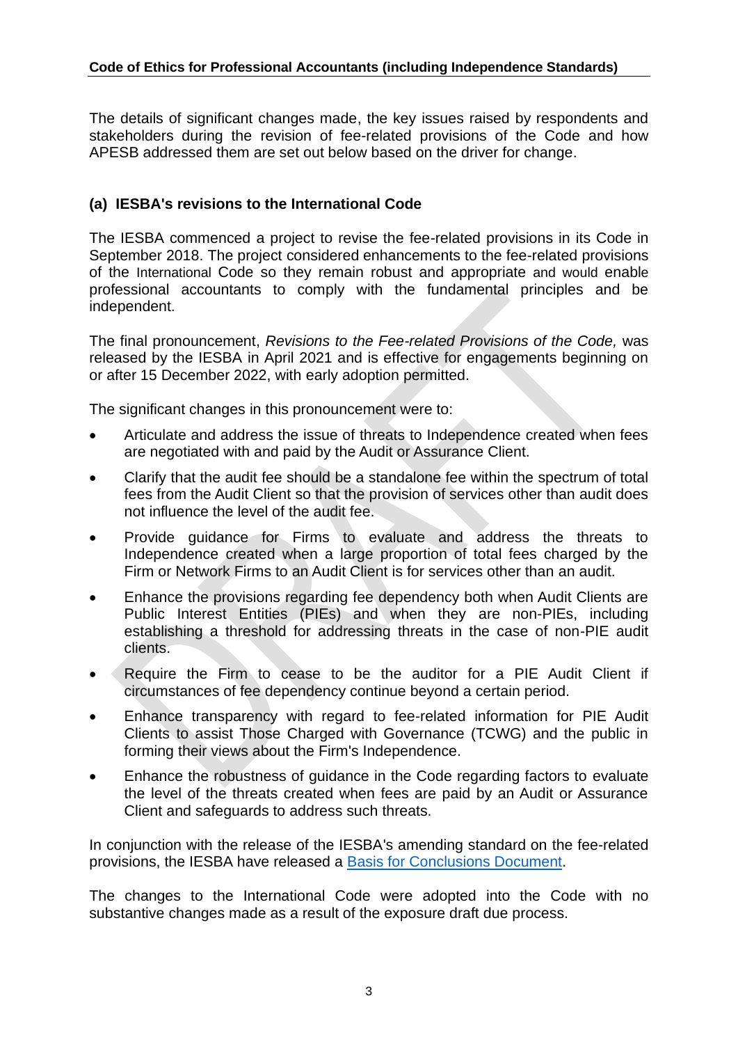The details of significant changes made, the key issues raised by respondents and stakeholders during the revision of fee-related provisions of the Code and how APESB addressed them are set out below based on the driver for change.

### (a) IESBA's revisions to the International Code

The IESBA commenced a project to revise the fee-related provisions in its Code in September 2018. The project considered enhancements to the fee-related provisions of the International Code so they remain robust and appropriate and would enable professional accountants to comply with the fundamental principles and be independent.

The final pronouncement, *Revisions to the Fee-related Provisions of the Code,* was released by the IESBA in April 2021 and is effective for engagements beginning on or after 15 December 2022, with early adoption permitted.

The significant changes in this pronouncement were to:

- Articulate and address the issue of threats to Independence created when fees are negotiated with and paid by the Audit or Assurance Client.
- Clarify that the audit fee should be a standalone fee within the spectrum of total fees from the Audit Client so that the provision of services other than audit does not influence the level of the audit fee.
- Provide guidance for Firms to evaluate and address the threats to Independence created when a large proportion of total fees charged by the Firm or Network Firms to an Audit Client is for services other than an audit.
- Enhance the provisions regarding fee dependency both when Audit Clients are Public Interest Entities (PIEs) and when they are non-PIEs, including establishing a threshold for addressing threats in the case of non-PIE audit clients.
- Require the Firm to cease to be the auditor for a PIE Audit Client if circumstances of fee dependency continue beyond a certain period.
- Enhance transparency with regard to fee-related information for PIE Audit Clients to assist Those Charged with Governance (TCWG) and the public in forming their views about the Firm's Independence.
- Enhance the robustness of guidance in the Code regarding factors to evaluate the level of the threats created when fees are paid by an Audit or Assurance Client and safeguards to address such threats.

In conjunction with the release of the IESBA's amending standard on the fee-related provisions, the IESBA have released a Basis for Conclusions Document.

The changes to the International Code were adopted into the Code with no substantive changes made as a result of the exposure draft due process.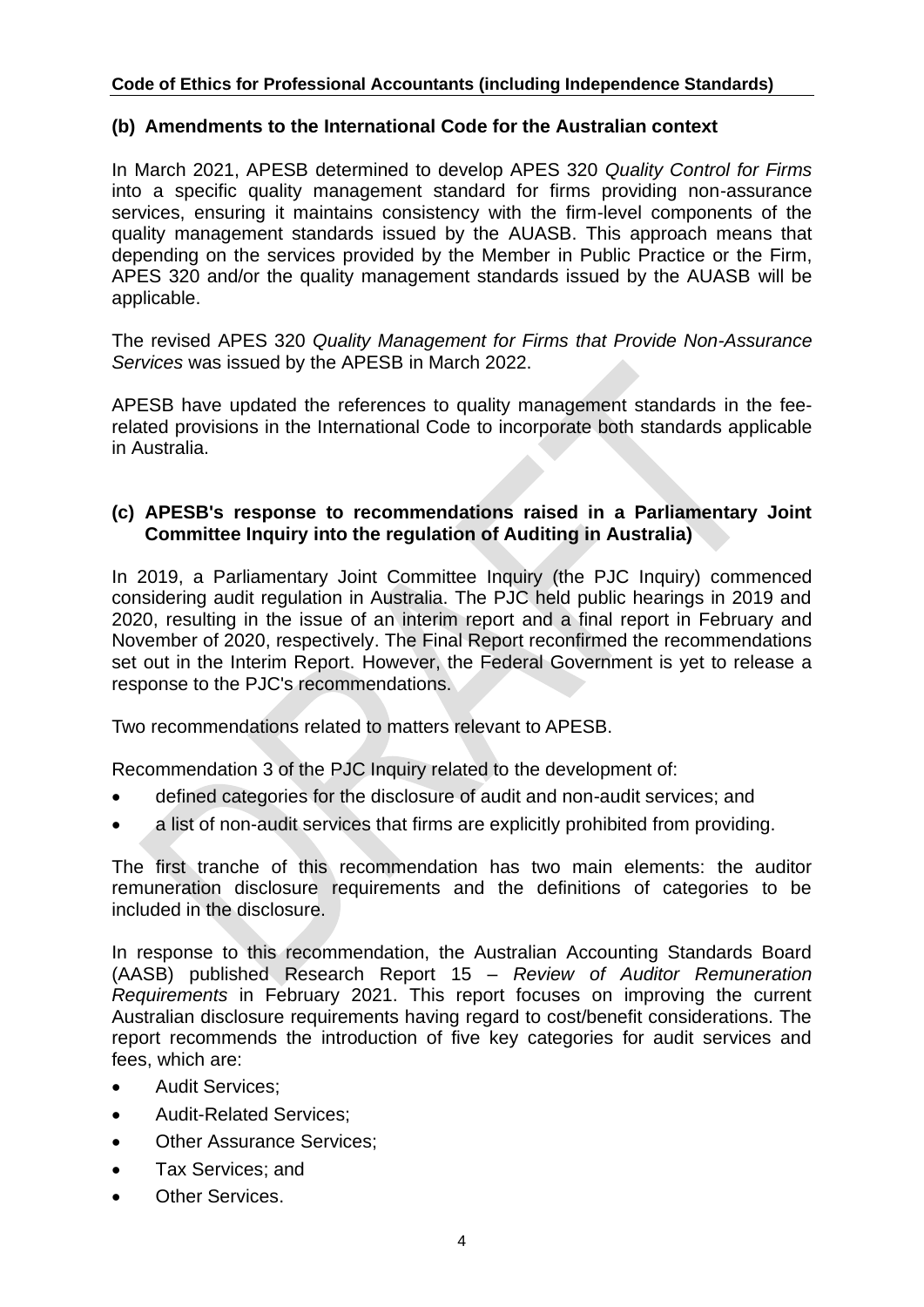### (b) Amendments to the International Code for the Australian context

In March 2021, APESB determined to develop APES 320 *Quality Control for Firms* into a specific quality management standard for firms providing non-assurance services, ensuring it maintains consistency with the firm-level components of the quality management standards issued by the AUASB. This approach means that depending on the services provided by the Member in Public Practice or the Firm, APES 320 and/or the quality management standards issued by the AUASB will be applicable.

The revised APES 320 *Quality Management for Firms that Provide Non-Assurance Services* was issued by the APESB in March 2022.

APESB have updated the references to quality management standards in the fee-related provisions in the International Code to incorporate both standards applicable in Australia.

### (c) APESB's response to recommendations raised in a Parliamentary Joint Committee Inquiry into the regulation of Auditing in Australia)

In 2019, a Parliamentary Joint Committee Inquiry (the PJC Inquiry) commenced considering audit regulation in Australia. The PJC held public hearings in 2019 and 2020, resulting in the issue of an interim report and a final report in February and November of 2020, respectively. The Final Report reconfirmed the recommendations set out in the Interim Report. However, the Federal Government is yet to release a response to the PJC's recommendations.

Two recommendations related to matters relevant to APESB.

Recommendation 3 of the PJC Inquiry related to the development of:

- defined categories for the disclosure of audit and non-audit services; and
- a list of non-audit services that firms are explicitly prohibited from providing.

The first tranche of this recommendation has two main elements: the auditor remuneration disclosure requirements and the definitions of categories to be included in the disclosure.

In response to this recommendation, the Australian Accounting Standards Board (AASB) published Research Report 15 – *Review of Auditor Remuneration Requirements* in February 2021. This report focuses on improving the current Australian disclosure requirements having regard to cost/benefit considerations. The report recommends the introduction of five key categories for audit services and fees, which are:

- Audit Services;
- Audit-Related Services;
- Other Assurance Services;
- Tax Services; and
- Other Services.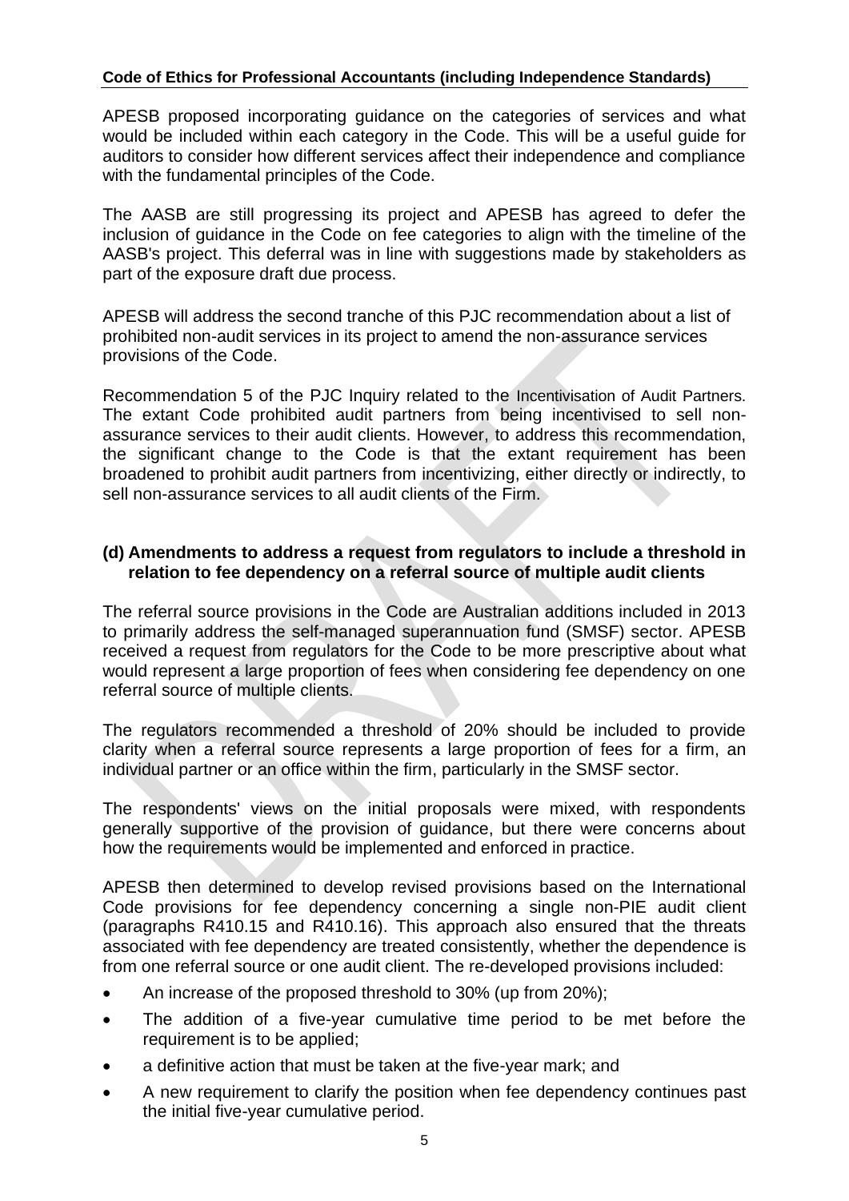APESB proposed incorporating guidance on the categories of services and what would be included within each category in the Code. This will be a useful guide for auditors to consider how different services affect their independence and compliance with the fundamental principles of the Code.

The AASB are still progressing its project and APESB has agreed to defer the inclusion of guidance in the Code on fee categories to align with the timeline of the AASB's project. This deferral was in line with suggestions made by stakeholders as part of the exposure draft due process.

APESB will address the second tranche of this PJC recommendation about a list of prohibited non-audit services in its project to amend the non-assurance services provisions of the Code.

Recommendation 5 of the PJC Inquiry related to the Incentivisation of Audit Partners. The extant Code prohibited audit partners from being incentivised to sell non-assurance services to their audit clients. However, to address this recommendation, the significant change to the Code is that the extant requirement has been broadened to prohibit audit partners from incentivizing, either directly or indirectly, to sell non-assurance services to all audit clients of the Firm.

**(d) Amendments to address a request from regulators to include a threshold in relation to fee dependency on a referral source of multiple audit clients**

The referral source provisions in the Code are Australian additions included in 2013 to primarily address the self-managed superannuation fund (SMSF) sector. APESB received a request from regulators for the Code to be more prescriptive about what would represent a large proportion of fees when considering fee dependency on one referral source of multiple clients.

The regulators recommended a threshold of 20% should be included to provide clarity when a referral source represents a large proportion of fees for a firm, an individual partner or an office within the firm, particularly in the SMSF sector.

The respondents' views on the initial proposals were mixed, with respondents generally supportive of the provision of guidance, but there were concerns about how the requirements would be implemented and enforced in practice.

APESB then determined to develop revised provisions based on the International Code provisions for fee dependency concerning a single non-PIE audit client (paragraphs R410.15 and R410.16). This approach also ensured that the threats associated with fee dependency are treated consistently, whether the dependence is from one referral source or one audit client. The re-developed provisions included:

- An increase of the proposed threshold to 30% (up from 20%);
- The addition of a five-year cumulative time period to be met before the requirement is to be applied;
- a definitive action that must be taken at the five-year mark; and
- A new requirement to clarify the position when fee dependency continues past the initial five-year cumulative period.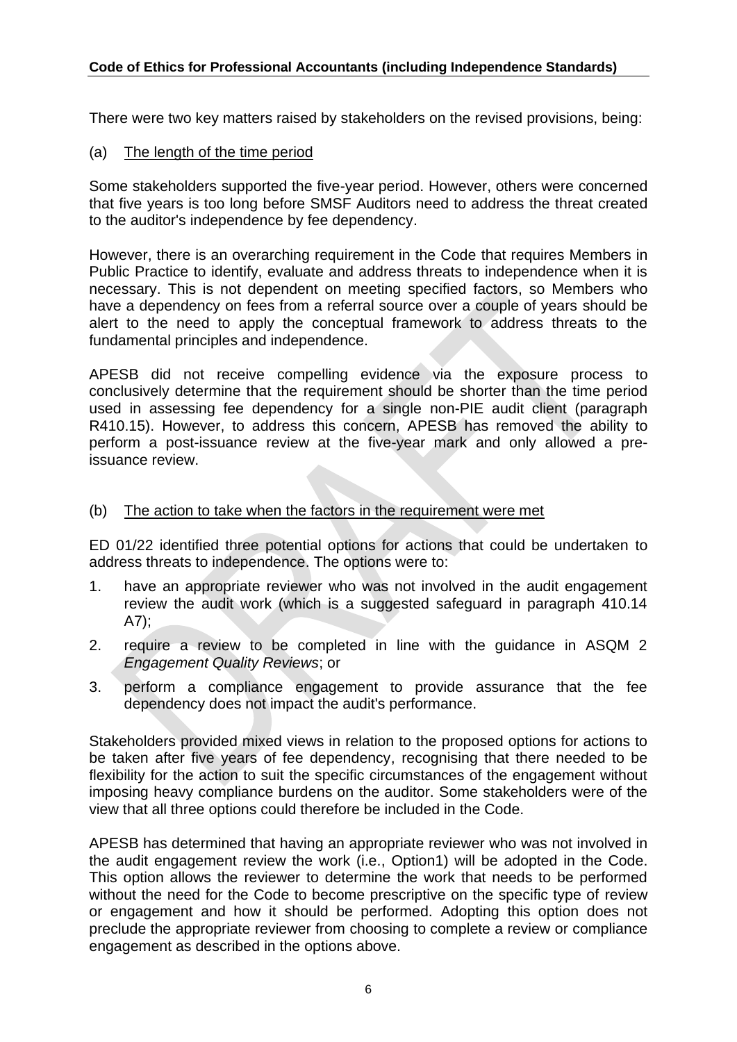There were two key matters raised by stakeholders on the revised provisions, being:

(a) <u>The length of the time period</u>

Some stakeholders supported the five-year period. However, others were concerned that five years is too long before SMSF Auditors need to address the threat created to the auditor's independence by fee dependency.

However, there is an overarching requirement in the Code that requires Members in Public Practice to identify, evaluate and address threats to independence when it is necessary. This is not dependent on meeting specified factors, so Members who have a dependency on fees from a referral source over a couple of years should be alert to the need to apply the conceptual framework to address threats to the fundamental principles and independence.

APESB did not receive compelling evidence via the exposure process to conclusively determine that the requirement should be shorter than the time period used in assessing fee dependency for a single non-PIE audit client (paragraph R410.15). However, to address this concern, APESB has removed the ability to perform a post-issuance review at the five-year mark and only allowed a pre-issuance review.

(b) <u>The action to take when the factors in the requirement were met</u>

ED 01/22 identified three potential options for actions that could be undertaken to address threats to independence. The options were to:

1. have an appropriate reviewer who was not involved in the audit engagement review the audit work (which is a suggested safeguard in paragraph 410.14 A7);
2. require a review to be completed in line with the guidance in ASQM 2 *Engagement Quality Reviews*; or
3. perform a compliance engagement to provide assurance that the fee dependency does not impact the audit's performance.

Stakeholders provided mixed views in relation to the proposed options for actions to be taken after five years of fee dependency, recognising that there needed to be flexibility for the action to suit the specific circumstances of the engagement without imposing heavy compliance burdens on the auditor. Some stakeholders were of the view that all three options could therefore be included in the Code.

APESB has determined that having an appropriate reviewer who was not involved in the audit engagement review the work (i.e., Option1) will be adopted in the Code. This option allows the reviewer to determine the work that needs to be performed without the need for the Code to become prescriptive on the specific type of review or engagement and how it should be performed. Adopting this option does not preclude the appropriate reviewer from choosing to complete a review or compliance engagement as described in the options above.